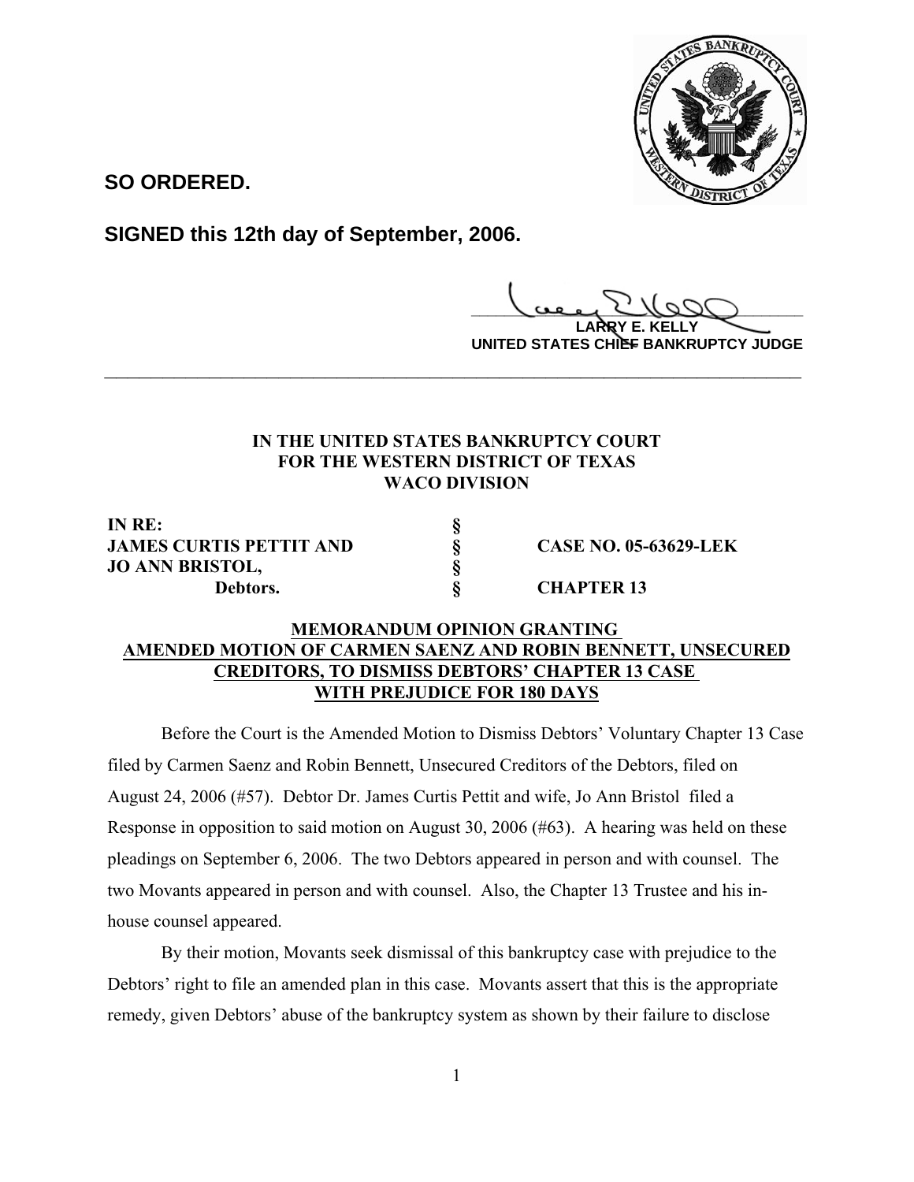**SO ORDERED.**

**SIGNED this 12th day of September, 2006.**

**LARRY E. KELLY**
**UNITED STATES CHIEF BANKRUPTCY JUDGE**

---

**IN THE UNITED STATES BANKRUPTCY COURT**
**FOR THE WESTERN DISTRICT OF TEXAS**
**WACO DIVISION**

| | | |
|---|---|---|
| **IN RE:** | **§** | |
| **JAMES CURTIS PETTIT AND** | **§** | **CASE NO. 05-63629-LEK** |
| **JO ANN BRISTOL,** | **§** | |
| **Debtors.** | **§** | **CHAPTER 13** |

**MEMORANDUM OPINION GRANTING AMENDED MOTION OF CARMEN SAENZ AND ROBIN BENNETT, UNSECURED CREDITORS, TO DISMISS DEBTORS' CHAPTER 13 CASE WITH PREJUDICE FOR 180 DAYS**

Before the Court is the Amended Motion to Dismiss Debtors' Voluntary Chapter 13 Case filed by Carmen Saenz and Robin Bennett, Unsecured Creditors of the Debtors, filed on August 24, 2006 (#57). Debtor Dr. James Curtis Pettit and wife, Jo Ann Bristol filed a Response in opposition to said motion on August 30, 2006 (#63). A hearing was held on these pleadings on September 6, 2006. The two Debtors appeared in person and with counsel. The two Movants appeared in person and with counsel. Also, the Chapter 13 Trustee and his in-house counsel appeared.

By their motion, Movants seek dismissal of this bankruptcy case with prejudice to the Debtors' right to file an amended plan in this case. Movants assert that this is the appropriate remedy, given Debtors' abuse of the bankruptcy system as shown by their failure to disclose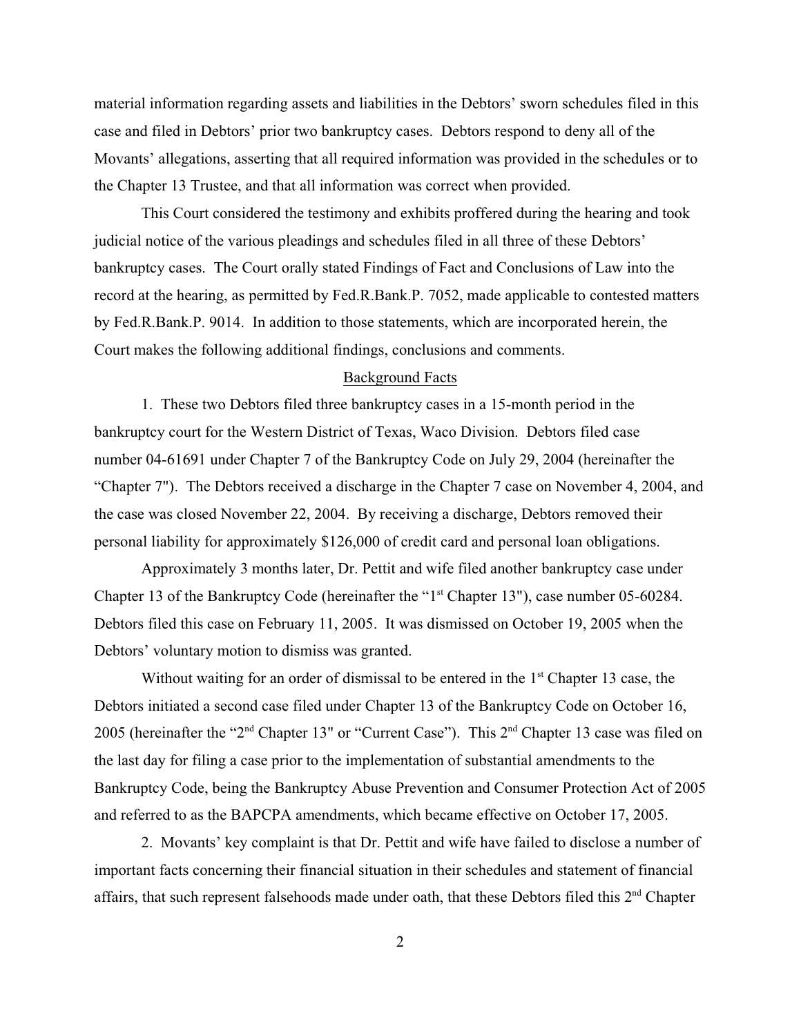material information regarding assets and liabilities in the Debtors' sworn schedules filed in this case and filed in Debtors' prior two bankruptcy cases. Debtors respond to deny all of the Movants' allegations, asserting that all required information was provided in the schedules or to the Chapter 13 Trustee, and that all information was correct when provided.

This Court considered the testimony and exhibits proffered during the hearing and took judicial notice of the various pleadings and schedules filed in all three of these Debtors' bankruptcy cases. The Court orally stated Findings of Fact and Conclusions of Law into the record at the hearing, as permitted by Fed.R.Bank.P. 7052, made applicable to contested matters by Fed.R.Bank.P. 9014. In addition to those statements, which are incorporated herein, the Court makes the following additional findings, conclusions and comments.

## Background Facts

1. These two Debtors filed three bankruptcy cases in a 15-month period in the bankruptcy court for the Western District of Texas, Waco Division. Debtors filed case number 04-61691 under Chapter 7 of the Bankruptcy Code on July 29, 2004 (hereinafter the "Chapter 7"). The Debtors received a discharge in the Chapter 7 case on November 4, 2004, and the case was closed November 22, 2004. By receiving a discharge, Debtors removed their personal liability for approximately $126,000 of credit card and personal loan obligations.

Approximately 3 months later, Dr. Pettit and wife filed another bankruptcy case under Chapter 13 of the Bankruptcy Code (hereinafter the "1st Chapter 13"), case number 05-60284. Debtors filed this case on February 11, 2005. It was dismissed on October 19, 2005 when the Debtors' voluntary motion to dismiss was granted.

Without waiting for an order of dismissal to be entered in the 1st Chapter 13 case, the Debtors initiated a second case filed under Chapter 13 of the Bankruptcy Code on October 16, 2005 (hereinafter the "2nd Chapter 13" or "Current Case"). This 2nd Chapter 13 case was filed on the last day for filing a case prior to the implementation of substantial amendments to the Bankruptcy Code, being the Bankruptcy Abuse Prevention and Consumer Protection Act of 2005 and referred to as the BAPCPA amendments, which became effective on October 17, 2005.

2. Movants' key complaint is that Dr. Pettit and wife have failed to disclose a number of important facts concerning their financial situation in their schedules and statement of financial affairs, that such represent falsehoods made under oath, that these Debtors filed this 2nd Chapter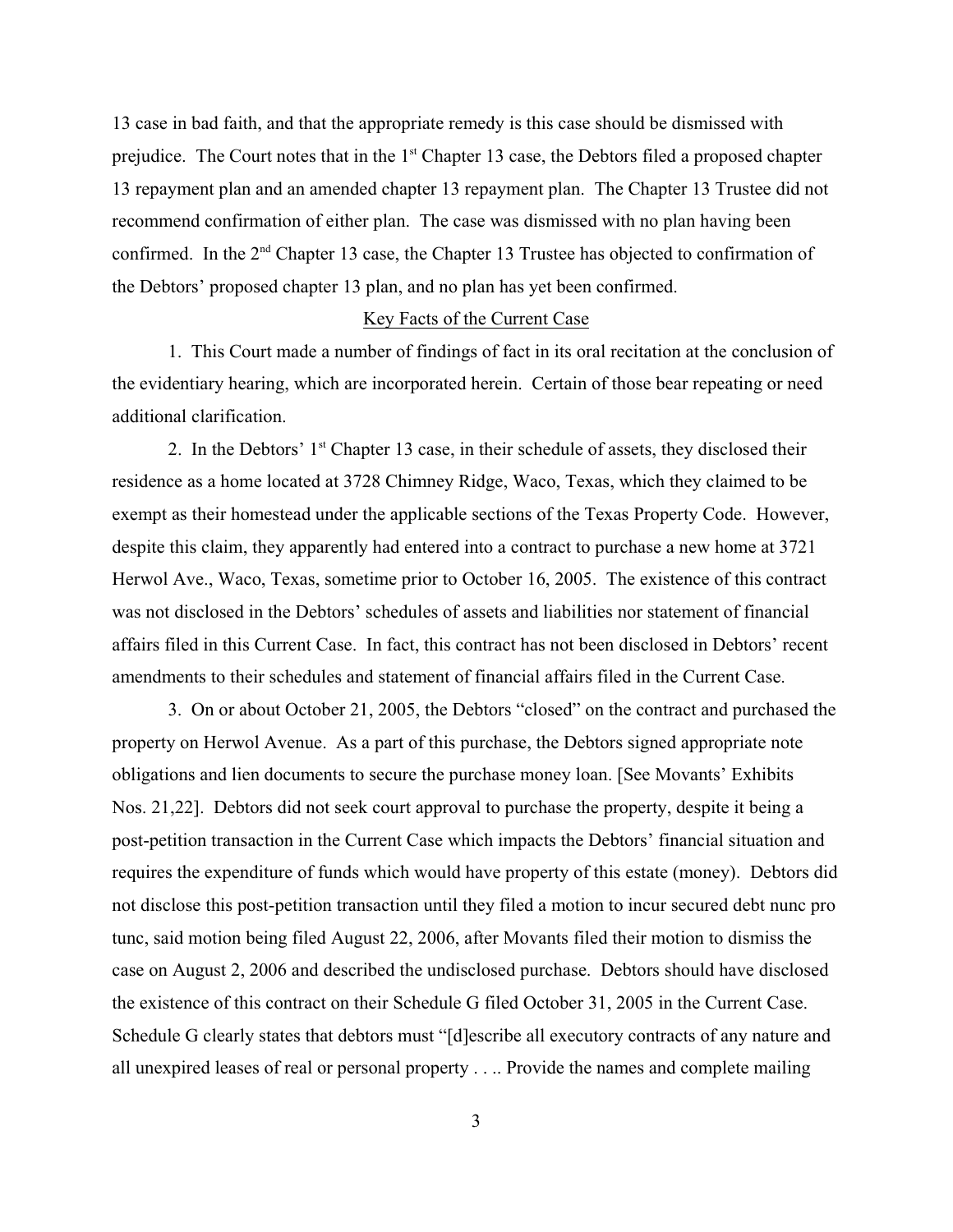13 case in bad faith, and that the appropriate remedy is this case should be dismissed with prejudice. The Court notes that in the 1st Chapter 13 case, the Debtors filed a proposed chapter 13 repayment plan and an amended chapter 13 repayment plan. The Chapter 13 Trustee did not recommend confirmation of either plan. The case was dismissed with no plan having been confirmed. In the 2nd Chapter 13 case, the Chapter 13 Trustee has objected to confirmation of the Debtors' proposed chapter 13 plan, and no plan has yet been confirmed.

<u>Key Facts of the Current Case</u>

1. This Court made a number of findings of fact in its oral recitation at the conclusion of the evidentiary hearing, which are incorporated herein. Certain of those bear repeating or need additional clarification.

2. In the Debtors' 1st Chapter 13 case, in their schedule of assets, they disclosed their residence as a home located at 3728 Chimney Ridge, Waco, Texas, which they claimed to be exempt as their homestead under the applicable sections of the Texas Property Code. However, despite this claim, they apparently had entered into a contract to purchase a new home at 3721 Herwol Ave., Waco, Texas, sometime prior to October 16, 2005. The existence of this contract was not disclosed in the Debtors' schedules of assets and liabilities nor statement of financial affairs filed in this Current Case. In fact, this contract has not been disclosed in Debtors' recent amendments to their schedules and statement of financial affairs filed in the Current Case.

3. On or about October 21, 2005, the Debtors "closed" on the contract and purchased the property on Herwol Avenue. As a part of this purchase, the Debtors signed appropriate note obligations and lien documents to secure the purchase money loan. [See Movants' Exhibits Nos. 21,22]. Debtors did not seek court approval to purchase the property, despite it being a post-petition transaction in the Current Case which impacts the Debtors' financial situation and requires the expenditure of funds which would have property of this estate (money). Debtors did not disclose this post-petition transaction until they filed a motion to incur secured debt nunc pro tunc, said motion being filed August 22, 2006, after Movants filed their motion to dismiss the case on August 2, 2006 and described the undisclosed purchase. Debtors should have disclosed the existence of this contract on their Schedule G filed October 31, 2005 in the Current Case. Schedule G clearly states that debtors must "[d]escribe all executory contracts of any nature and all unexpired leases of real or personal property . . .. Provide the names and complete mailing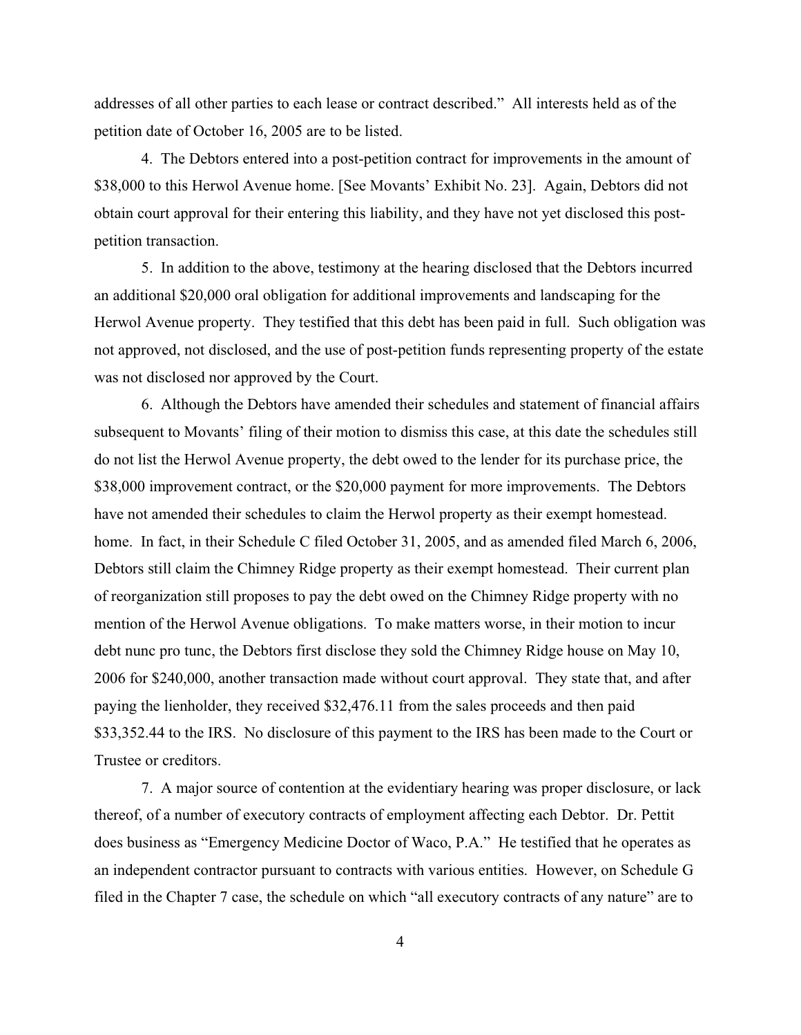addresses of all other parties to each lease or contract described." All interests held as of the petition date of October 16, 2005 are to be listed.

4. The Debtors entered into a post-petition contract for improvements in the amount of $38,000 to this Herwol Avenue home. [See Movants' Exhibit No. 23]. Again, Debtors did not obtain court approval for their entering this liability, and they have not yet disclosed this post-petition transaction.

5. In addition to the above, testimony at the hearing disclosed that the Debtors incurred an additional $20,000 oral obligation for additional improvements and landscaping for the Herwol Avenue property. They testified that this debt has been paid in full. Such obligation was not approved, not disclosed, and the use of post-petition funds representing property of the estate was not disclosed nor approved by the Court.

6. Although the Debtors have amended their schedules and statement of financial affairs subsequent to Movants' filing of their motion to dismiss this case, at this date the schedules still do not list the Herwol Avenue property, the debt owed to the lender for its purchase price, the $38,000 improvement contract, or the $20,000 payment for more improvements. The Debtors have not amended their schedules to claim the Herwol property as their exempt homestead. home. In fact, in their Schedule C filed October 31, 2005, and as amended filed March 6, 2006, Debtors still claim the Chimney Ridge property as their exempt homestead. Their current plan of reorganization still proposes to pay the debt owed on the Chimney Ridge property with no mention of the Herwol Avenue obligations. To make matters worse, in their motion to incur debt nunc pro tunc, the Debtors first disclose they sold the Chimney Ridge house on May 10, 2006 for $240,000, another transaction made without court approval. They state that, and after paying the lienholder, they received $32,476.11 from the sales proceeds and then paid $33,352.44 to the IRS. No disclosure of this payment to the IRS has been made to the Court or Trustee or creditors.

7. A major source of contention at the evidentiary hearing was proper disclosure, or lack thereof, of a number of executory contracts of employment affecting each Debtor. Dr. Pettit does business as "Emergency Medicine Doctor of Waco, P.A." He testified that he operates as an independent contractor pursuant to contracts with various entities. However, on Schedule G filed in the Chapter 7 case, the schedule on which "all executory contracts of any nature" are to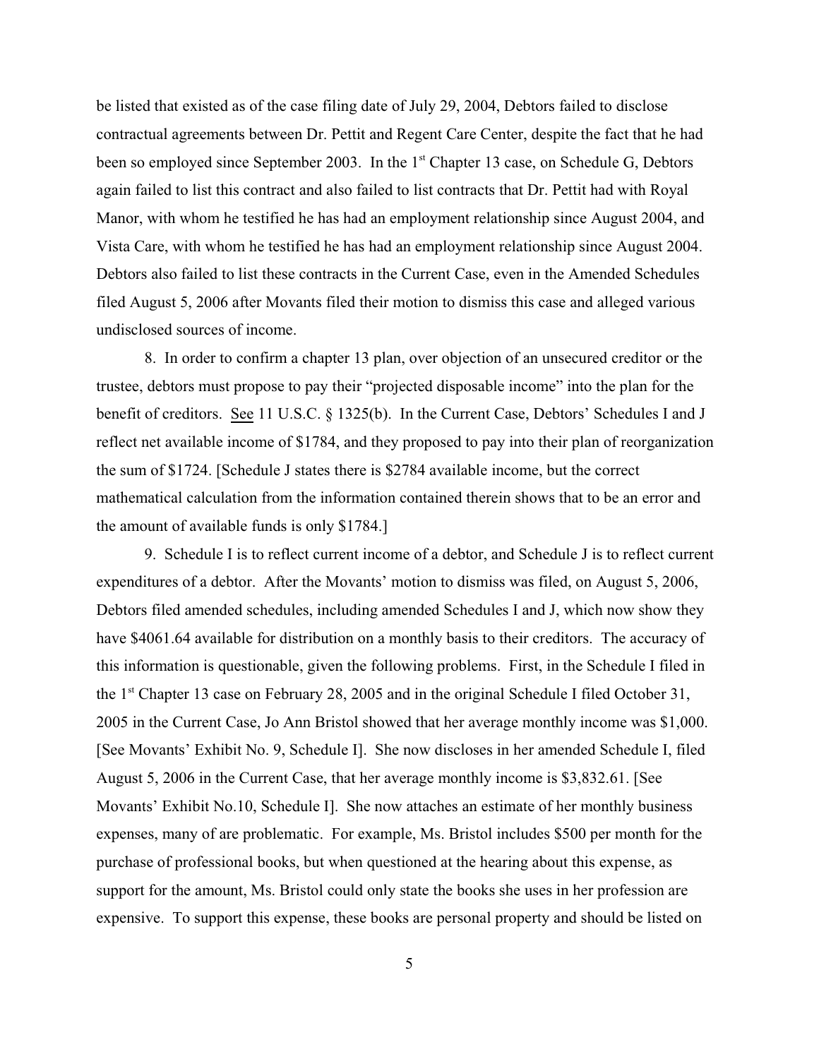be listed that existed as of the case filing date of July 29, 2004, Debtors failed to disclose contractual agreements between Dr. Pettit and Regent Care Center, despite the fact that he had been so employed since September 2003. In the 1st Chapter 13 case, on Schedule G, Debtors again failed to list this contract and also failed to list contracts that Dr. Pettit had with Royal Manor, with whom he testified he has had an employment relationship since August 2004, and Vista Care, with whom he testified he has had an employment relationship since August 2004. Debtors also failed to list these contracts in the Current Case, even in the Amended Schedules filed August 5, 2006 after Movants filed their motion to dismiss this case and alleged various undisclosed sources of income.

8. In order to confirm a chapter 13 plan, over objection of an unsecured creditor or the trustee, debtors must propose to pay their "projected disposable income" into the plan for the benefit of creditors. See 11 U.S.C. § 1325(b). In the Current Case, Debtors' Schedules I and J reflect net available income of $1784, and they proposed to pay into their plan of reorganization the sum of $1724. [Schedule J states there is $2784 available income, but the correct mathematical calculation from the information contained therein shows that to be an error and the amount of available funds is only $1784.]

9. Schedule I is to reflect current income of a debtor, and Schedule J is to reflect current expenditures of a debtor. After the Movants' motion to dismiss was filed, on August 5, 2006, Debtors filed amended schedules, including amended Schedules I and J, which now show they have $4061.64 available for distribution on a monthly basis to their creditors. The accuracy of this information is questionable, given the following problems. First, in the Schedule I filed in the 1st Chapter 13 case on February 28, 2005 and in the original Schedule I filed October 31, 2005 in the Current Case, Jo Ann Bristol showed that her average monthly income was $1,000. [See Movants' Exhibit No. 9, Schedule I]. She now discloses in her amended Schedule I, filed August 5, 2006 in the Current Case, that her average monthly income is $3,832.61. [See Movants' Exhibit No.10, Schedule I]. She now attaches an estimate of her monthly business expenses, many of are problematic. For example, Ms. Bristol includes $500 per month for the purchase of professional books, but when questioned at the hearing about this expense, as support for the amount, Ms. Bristol could only state the books she uses in her profession are expensive. To support this expense, these books are personal property and should be listed on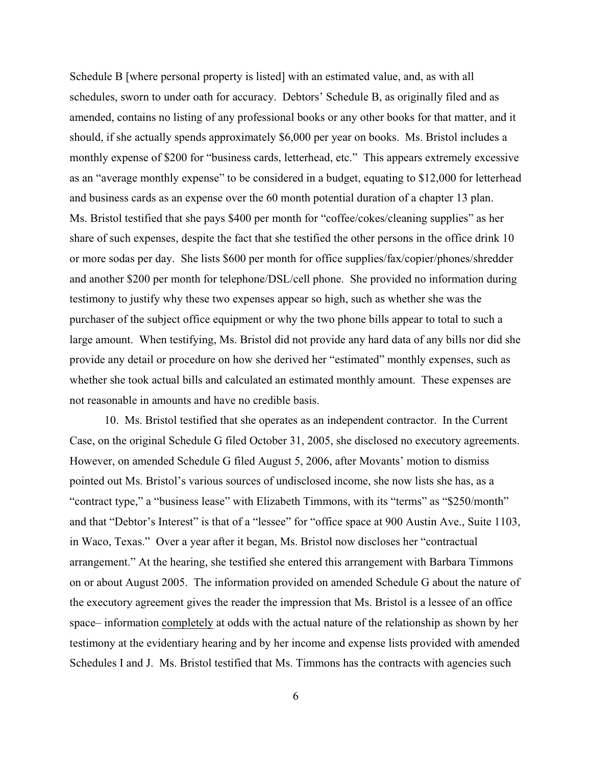Schedule B [where personal property is listed] with an estimated value, and, as with all schedules, sworn to under oath for accuracy. Debtors' Schedule B, as originally filed and as amended, contains no listing of any professional books or any other books for that matter, and it should, if she actually spends approximately $6,000 per year on books. Ms. Bristol includes a monthly expense of $200 for "business cards, letterhead, etc." This appears extremely excessive as an "average monthly expense" to be considered in a budget, equating to $12,000 for letterhead and business cards as an expense over the 60 month potential duration of a chapter 13 plan. Ms. Bristol testified that she pays $400 per month for "coffee/cokes/cleaning supplies" as her share of such expenses, despite the fact that she testified the other persons in the office drink 10 or more sodas per day. She lists $600 per month for office supplies/fax/copier/phones/shredder and another $200 per month for telephone/DSL/cell phone. She provided no information during testimony to justify why these two expenses appear so high, such as whether she was the purchaser of the subject office equipment or why the two phone bills appear to total to such a large amount. When testifying, Ms. Bristol did not provide any hard data of any bills nor did she provide any detail or procedure on how she derived her "estimated" monthly expenses, such as whether she took actual bills and calculated an estimated monthly amount. These expenses are not reasonable in amounts and have no credible basis.

10. Ms. Bristol testified that she operates as an independent contractor. In the Current Case, on the original Schedule G filed October 31, 2005, she disclosed no executory agreements. However, on amended Schedule G filed August 5, 2006, after Movants' motion to dismiss pointed out Ms. Bristol's various sources of undisclosed income, she now lists she has, as a "contract type," a "business lease" with Elizabeth Timmons, with its "terms" as "$250/month" and that "Debtor's Interest" is that of a "lessee" for "office space at 900 Austin Ave., Suite 1103, in Waco, Texas." Over a year after it began, Ms. Bristol now discloses her "contractual arrangement." At the hearing, she testified she entered this arrangement with Barbara Timmons on or about August 2005. The information provided on amended Schedule G about the nature of the executory agreement gives the reader the impression that Ms. Bristol is a lessee of an office space– information <u>completely</u> at odds with the actual nature of the relationship as shown by her testimony at the evidentiary hearing and by her income and expense lists provided with amended Schedules I and J. Ms. Bristol testified that Ms. Timmons has the contracts with agencies such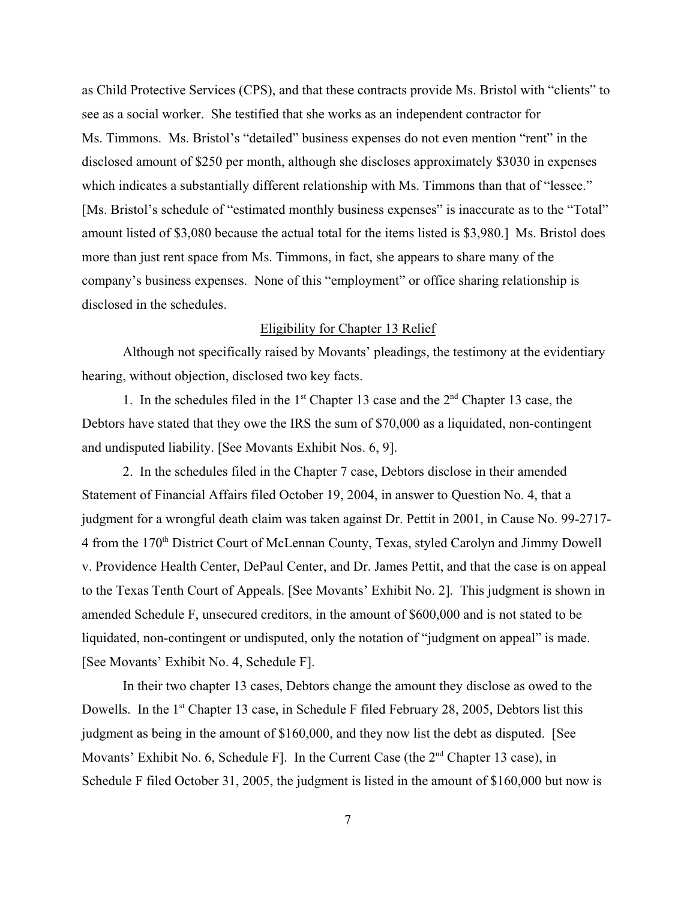as Child Protective Services (CPS), and that these contracts provide Ms. Bristol with "clients" to see as a social worker. She testified that she works as an independent contractor for Ms. Timmons. Ms. Bristol's "detailed" business expenses do not even mention "rent" in the disclosed amount of $250 per month, although she discloses approximately $3030 in expenses which indicates a substantially different relationship with Ms. Timmons than that of "lessee." [Ms. Bristol's schedule of "estimated monthly business expenses" is inaccurate as to the "Total" amount listed of $3,080 because the actual total for the items listed is $3,980.] Ms. Bristol does more than just rent space from Ms. Timmons, in fact, she appears to share many of the company's business expenses. None of this "employment" or office sharing relationship is disclosed in the schedules.

<u>Eligibility for Chapter 13 Relief</u>

Although not specifically raised by Movants' pleadings, the testimony at the evidentiary hearing, without objection, disclosed two key facts.

1. In the schedules filed in the 1st Chapter 13 case and the 2nd Chapter 13 case, the Debtors have stated that they owe the IRS the sum of $70,000 as a liquidated, non-contingent and undisputed liability. [See Movants Exhibit Nos. 6, 9].

2. In the schedules filed in the Chapter 7 case, Debtors disclose in their amended Statement of Financial Affairs filed October 19, 2004, in answer to Question No. 4, that a judgment for a wrongful death claim was taken against Dr. Pettit in 2001, in Cause No. 99-2717-4 from the 170th District Court of McLennan County, Texas, styled Carolyn and Jimmy Dowell v. Providence Health Center, DePaul Center, and Dr. James Pettit, and that the case is on appeal to the Texas Tenth Court of Appeals. [See Movants' Exhibit No. 2]. This judgment is shown in amended Schedule F, unsecured creditors, in the amount of $600,000 and is not stated to be liquidated, non-contingent or undisputed, only the notation of "judgment on appeal" is made. [See Movants' Exhibit No. 4, Schedule F].

In their two chapter 13 cases, Debtors change the amount they disclose as owed to the Dowells. In the 1st Chapter 13 case, in Schedule F filed February 28, 2005, Debtors list this judgment as being in the amount of $160,000, and they now list the debt as disputed. [See Movants' Exhibit No. 6, Schedule F]. In the Current Case (the 2nd Chapter 13 case), in Schedule F filed October 31, 2005, the judgment is listed in the amount of $160,000 but now is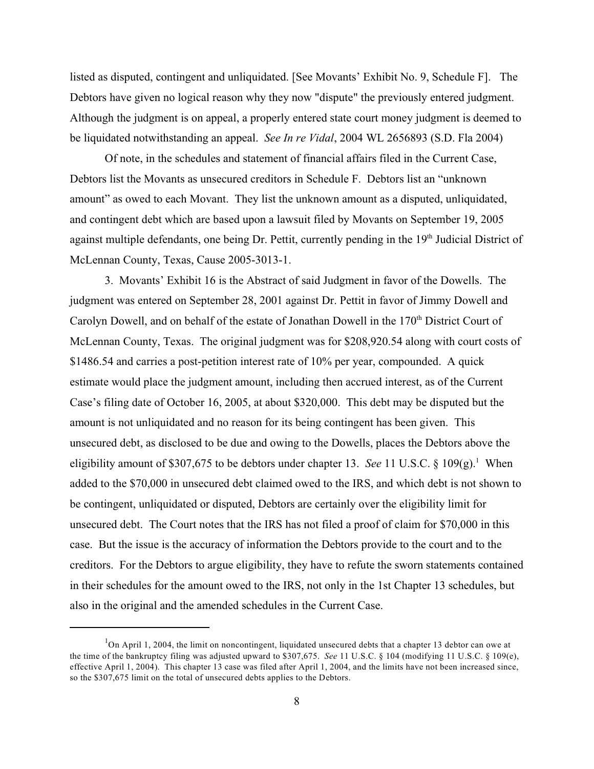listed as disputed, contingent and unliquidated. [See Movants' Exhibit No. 9, Schedule F]. The Debtors have given no logical reason why they now "dispute" the previously entered judgment. Although the judgment is on appeal, a properly entered state court money judgment is deemed to be liquidated notwithstanding an appeal. *See In re Vidal*, 2004 WL 2656893 (S.D. Fla 2004)

Of note, in the schedules and statement of financial affairs filed in the Current Case, Debtors list the Movants as unsecured creditors in Schedule F. Debtors list an "unknown amount" as owed to each Movant. They list the unknown amount as a disputed, unliquidated, and contingent debt which are based upon a lawsuit filed by Movants on September 19, 2005 against multiple defendants, one being Dr. Pettit, currently pending in the 19th Judicial District of McLennan County, Texas, Cause 2005-3013-1.

3. Movants' Exhibit 16 is the Abstract of said Judgment in favor of the Dowells. The judgment was entered on September 28, 2001 against Dr. Pettit in favor of Jimmy Dowell and Carolyn Dowell, and on behalf of the estate of Jonathan Dowell in the 170th District Court of McLennan County, Texas. The original judgment was for $208,920.54 along with court costs of $1486.54 and carries a post-petition interest rate of 10% per year, compounded. A quick estimate would place the judgment amount, including then accrued interest, as of the Current Case's filing date of October 16, 2005, at about $320,000. This debt may be disputed but the amount is not unliquidated and no reason for its being contingent has been given. This unsecured debt, as disclosed to be due and owing to the Dowells, places the Debtors above the eligibility amount of $307,675 to be debtors under chapter 13. *See* 11 U.S.C. § 109(g).[1] When added to the $70,000 in unsecured debt claimed owed to the IRS, and which debt is not shown to be contingent, unliquidated or disputed, Debtors are certainly over the eligibility limit for unsecured debt. The Court notes that the IRS has not filed a proof of claim for $70,000 in this case. But the issue is the accuracy of information the Debtors provide to the court and to the creditors. For the Debtors to argue eligibility, they have to refute the sworn statements contained in their schedules for the amount owed to the IRS, not only in the 1st Chapter 13 schedules, but also in the original and the amended schedules in the Current Case.

---

[1] On April 1, 2004, the limit on noncontingent, liquidated unsecured debts that a chapter 13 debtor can owe at the time of the bankruptcy filing was adjusted upward to $307,675. *See* 11 U.S.C. § 104 (modifying 11 U.S.C. § 109(e), effective April 1, 2004). This chapter 13 case was filed after April 1, 2004, and the limits have not been increased since, so the $307,675 limit on the total of unsecured debts applies to the Debtors.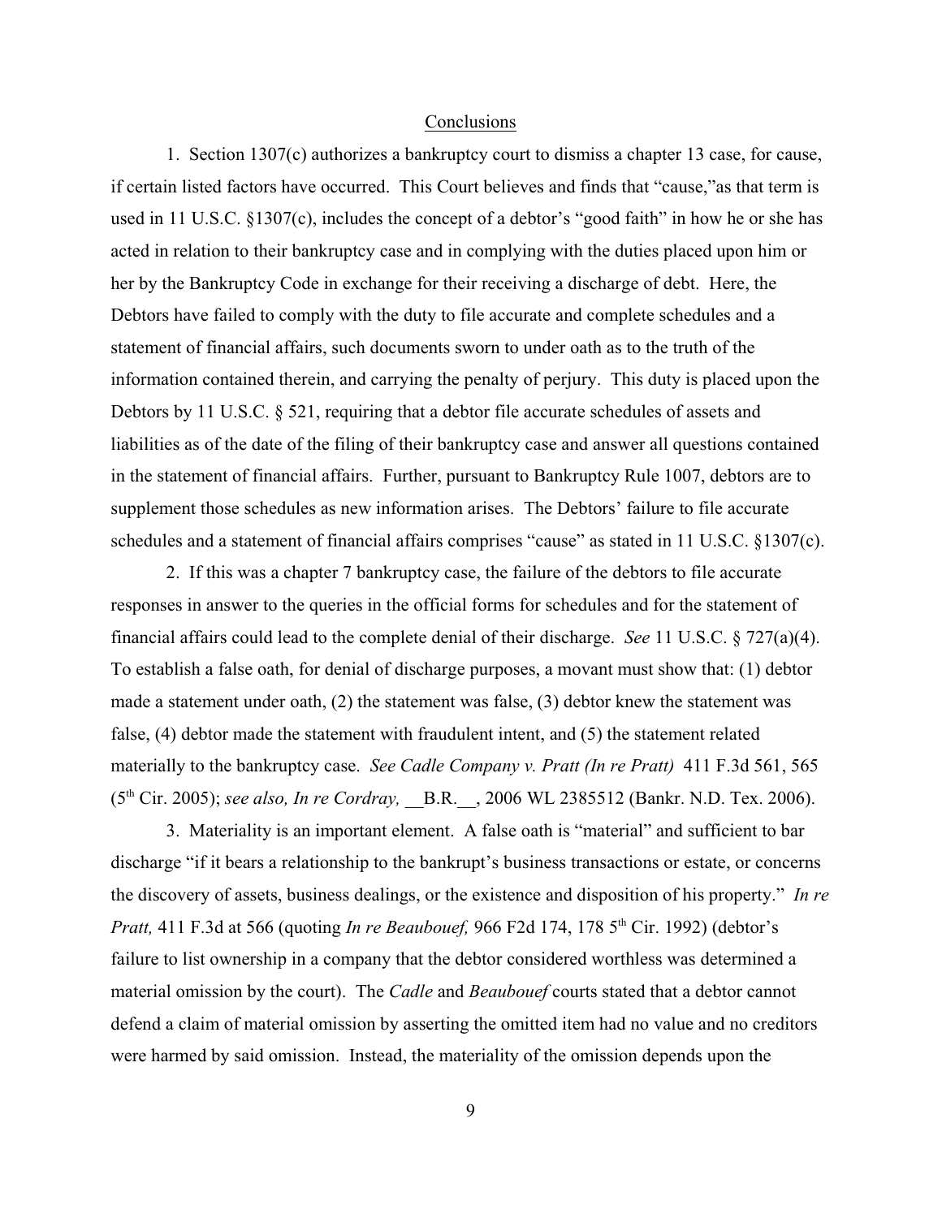## Conclusions

1. Section 1307(c) authorizes a bankruptcy court to dismiss a chapter 13 case, for cause, if certain listed factors have occurred. This Court believes and finds that "cause,"as that term is used in 11 U.S.C. §1307(c), includes the concept of a debtor's "good faith" in how he or she has acted in relation to their bankruptcy case and in complying with the duties placed upon him or her by the Bankruptcy Code in exchange for their receiving a discharge of debt. Here, the Debtors have failed to comply with the duty to file accurate and complete schedules and a statement of financial affairs, such documents sworn to under oath as to the truth of the information contained therein, and carrying the penalty of perjury. This duty is placed upon the Debtors by 11 U.S.C. § 521, requiring that a debtor file accurate schedules of assets and liabilities as of the date of the filing of their bankruptcy case and answer all questions contained in the statement of financial affairs. Further, pursuant to Bankruptcy Rule 1007, debtors are to supplement those schedules as new information arises. The Debtors' failure to file accurate schedules and a statement of financial affairs comprises "cause" as stated in 11 U.S.C. §1307(c).

2. If this was a chapter 7 bankruptcy case, the failure of the debtors to file accurate responses in answer to the queries in the official forms for schedules and for the statement of financial affairs could lead to the complete denial of their discharge. *See* 11 U.S.C. § 727(a)(4). To establish a false oath, for denial of discharge purposes, a movant must show that: (1) debtor made a statement under oath, (2) the statement was false, (3) debtor knew the statement was false, (4) debtor made the statement with fraudulent intent, and (5) the statement related materially to the bankruptcy case. *See Cadle Company v. Pratt (In re Pratt)* 411 F.3d 561, 565 (5th Cir. 2005); *see also, In re Cordray,* __B.R.__, 2006 WL 2385512 (Bankr. N.D. Tex. 2006).

3. Materiality is an important element. A false oath is "material" and sufficient to bar discharge "if it bears a relationship to the bankrupt's business transactions or estate, or concerns the discovery of assets, business dealings, or the existence and disposition of his property." *In re Pratt,* 411 F.3d at 566 (quoting *In re Beaubouef,* 966 F2d 174, 178 5th Cir. 1992) (debtor's failure to list ownership in a company that the debtor considered worthless was determined a material omission by the court). The *Cadle* and *Beaubouef* courts stated that a debtor cannot defend a claim of material omission by asserting the omitted item had no value and no creditors were harmed by said omission. Instead, the materiality of the omission depends upon the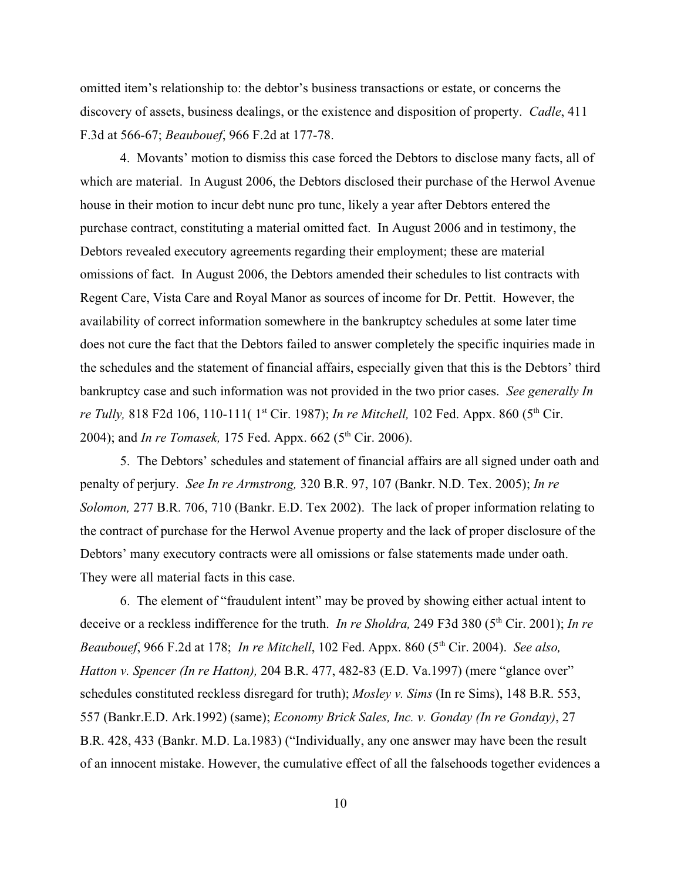omitted item's relationship to: the debtor's business transactions or estate, or concerns the discovery of assets, business dealings, or the existence and disposition of property. *Cadle*, 411 F.3d at 566-67; *Beaubouef*, 966 F.2d at 177-78.

4. Movants' motion to dismiss this case forced the Debtors to disclose many facts, all of which are material. In August 2006, the Debtors disclosed their purchase of the Herwol Avenue house in their motion to incur debt nunc pro tunc, likely a year after Debtors entered the purchase contract, constituting a material omitted fact. In August 2006 and in testimony, the Debtors revealed executory agreements regarding their employment; these are material omissions of fact. In August 2006, the Debtors amended their schedules to list contracts with Regent Care, Vista Care and Royal Manor as sources of income for Dr. Pettit. However, the availability of correct information somewhere in the bankruptcy schedules at some later time does not cure the fact that the Debtors failed to answer completely the specific inquiries made in the schedules and the statement of financial affairs, especially given that this is the Debtors' third bankruptcy case and such information was not provided in the two prior cases. *See generally In re Tully,* 818 F2d 106, 110-111( 1st Cir. 1987); *In re Mitchell,* 102 Fed. Appx. 860 (5th Cir. 2004); and *In re Tomasek,* 175 Fed. Appx. 662 (5th Cir. 2006).

5. The Debtors' schedules and statement of financial affairs are all signed under oath and penalty of perjury. *See In re Armstrong,* 320 B.R. 97, 107 (Bankr. N.D. Tex. 2005); *In re Solomon,* 277 B.R. 706, 710 (Bankr. E.D. Tex 2002). The lack of proper information relating to the contract of purchase for the Herwol Avenue property and the lack of proper disclosure of the Debtors' many executory contracts were all omissions or false statements made under oath. They were all material facts in this case.

6. The element of "fraudulent intent" may be proved by showing either actual intent to deceive or a reckless indifference for the truth. *In re Sholdra,* 249 F3d 380 (5th Cir. 2001); *In re Beaubouef*, 966 F.2d at 178; *In re Mitchell*, 102 Fed. Appx. 860 (5th Cir. 2004). *See also, Hatton v. Spencer (In re Hatton),* 204 B.R. 477, 482-83 (E.D. Va.1997) (mere "glance over" schedules constituted reckless disregard for truth); *Mosley v. Sims* (In re Sims), 148 B.R. 553, 557 (Bankr.E.D. Ark.1992) (same); *Economy Brick Sales, Inc. v. Gonday (In re Gonday)*, 27 B.R. 428, 433 (Bankr. M.D. La.1983) ("Individually, any one answer may have been the result of an innocent mistake. However, the cumulative effect of all the falsehoods together evidences a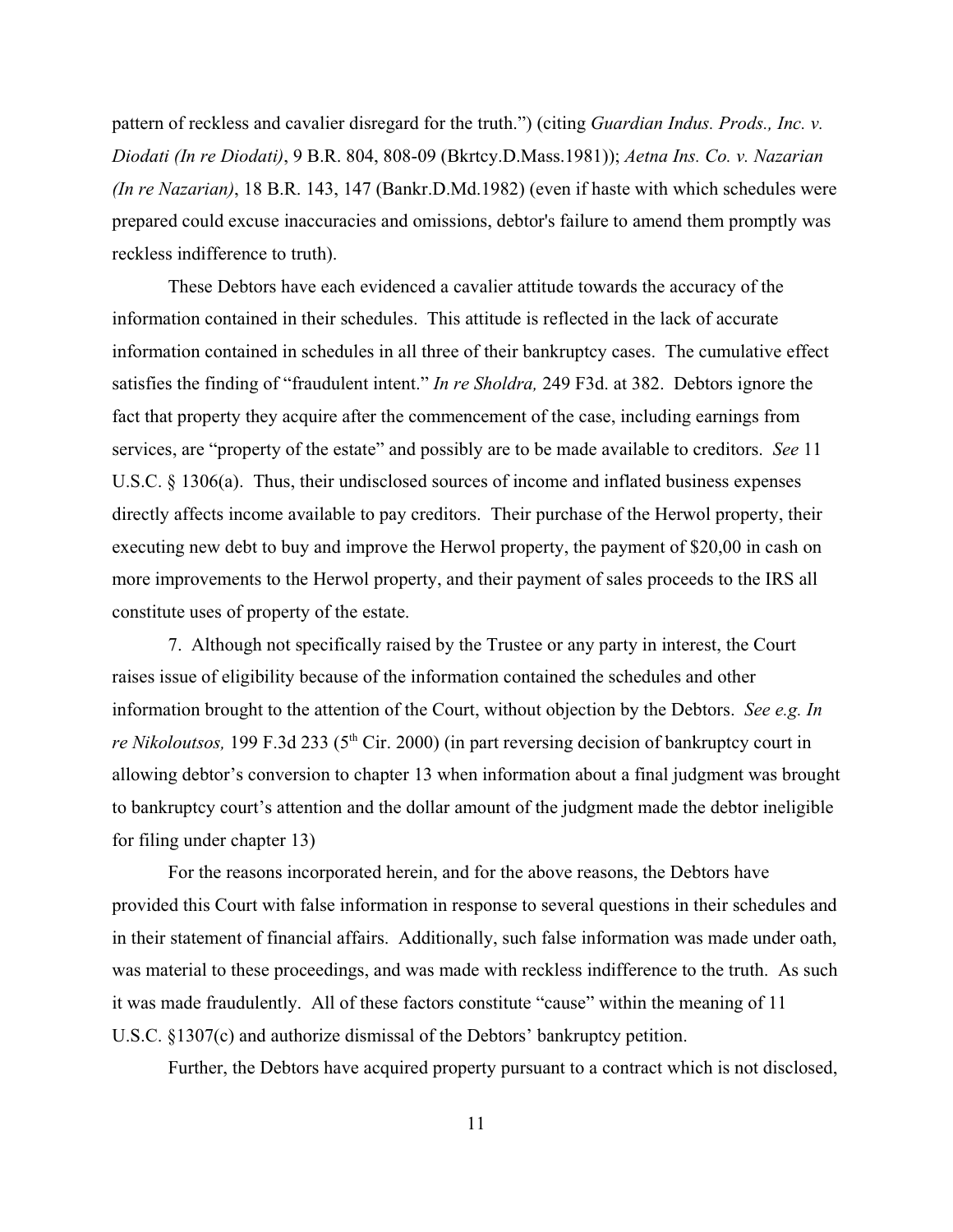pattern of reckless and cavalier disregard for the truth.") (citing *Guardian Indus. Prods., Inc. v. Diodati (In re Diodati)*, 9 B.R. 804, 808-09 (Bkrtcy.D.Mass.1981)); *Aetna Ins. Co. v. Nazarian (In re Nazarian)*, 18 B.R. 143, 147 (Bankr.D.Md.1982) (even if haste with which schedules were prepared could excuse inaccuracies and omissions, debtor's failure to amend them promptly was reckless indifference to truth).

These Debtors have each evidenced a cavalier attitude towards the accuracy of the information contained in their schedules. This attitude is reflected in the lack of accurate information contained in schedules in all three of their bankruptcy cases. The cumulative effect satisfies the finding of "fraudulent intent." *In re Sholdra,* 249 F3d. at 382. Debtors ignore the fact that property they acquire after the commencement of the case, including earnings from services, are "property of the estate" and possibly are to be made available to creditors. *See* 11 U.S.C. § 1306(a). Thus, their undisclosed sources of income and inflated business expenses directly affects income available to pay creditors. Their purchase of the Herwol property, their executing new debt to buy and improve the Herwol property, the payment of $20,00 in cash on more improvements to the Herwol property, and their payment of sales proceeds to the IRS all constitute uses of property of the estate.

7. Although not specifically raised by the Trustee or any party in interest, the Court raises issue of eligibility because of the information contained the schedules and other information brought to the attention of the Court, without objection by the Debtors. *See e.g. In re Nikoloutsos,* 199 F.3d 233 (5th Cir. 2000) (in part reversing decision of bankruptcy court in allowing debtor's conversion to chapter 13 when information about a final judgment was brought to bankruptcy court's attention and the dollar amount of the judgment made the debtor ineligible for filing under chapter 13)

For the reasons incorporated herein, and for the above reasons, the Debtors have provided this Court with false information in response to several questions in their schedules and in their statement of financial affairs. Additionally, such false information was made under oath, was material to these proceedings, and was made with reckless indifference to the truth. As such it was made fraudulently. All of these factors constitute "cause" within the meaning of 11 U.S.C. §1307(c) and authorize dismissal of the Debtors' bankruptcy petition.

Further, the Debtors have acquired property pursuant to a contract which is not disclosed,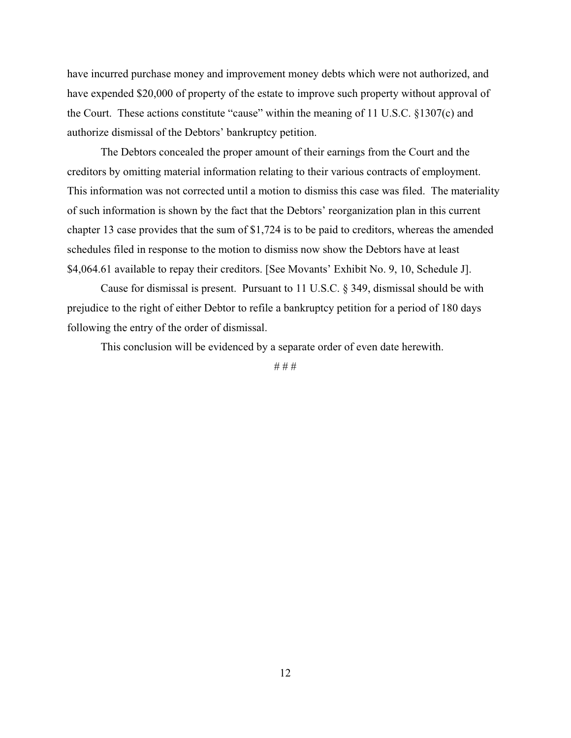have incurred purchase money and improvement money debts which were not authorized, and have expended $20,000 of property of the estate to improve such property without approval of the Court. These actions constitute "cause" within the meaning of 11 U.S.C. §1307(c) and authorize dismissal of the Debtors' bankruptcy petition.

The Debtors concealed the proper amount of their earnings from the Court and the creditors by omitting material information relating to their various contracts of employment. This information was not corrected until a motion to dismiss this case was filed. The materiality of such information is shown by the fact that the Debtors' reorganization plan in this current chapter 13 case provides that the sum of $1,724 is to be paid to creditors, whereas the amended schedules filed in response to the motion to dismiss now show the Debtors have at least $4,064.61 available to repay their creditors. [See Movants' Exhibit No. 9, 10, Schedule J].

Cause for dismissal is present. Pursuant to 11 U.S.C. § 349, dismissal should be with prejudice to the right of either Debtor to refile a bankruptcy petition for a period of 180 days following the entry of the order of dismissal.

This conclusion will be evidenced by a separate order of even date herewith.

# # #